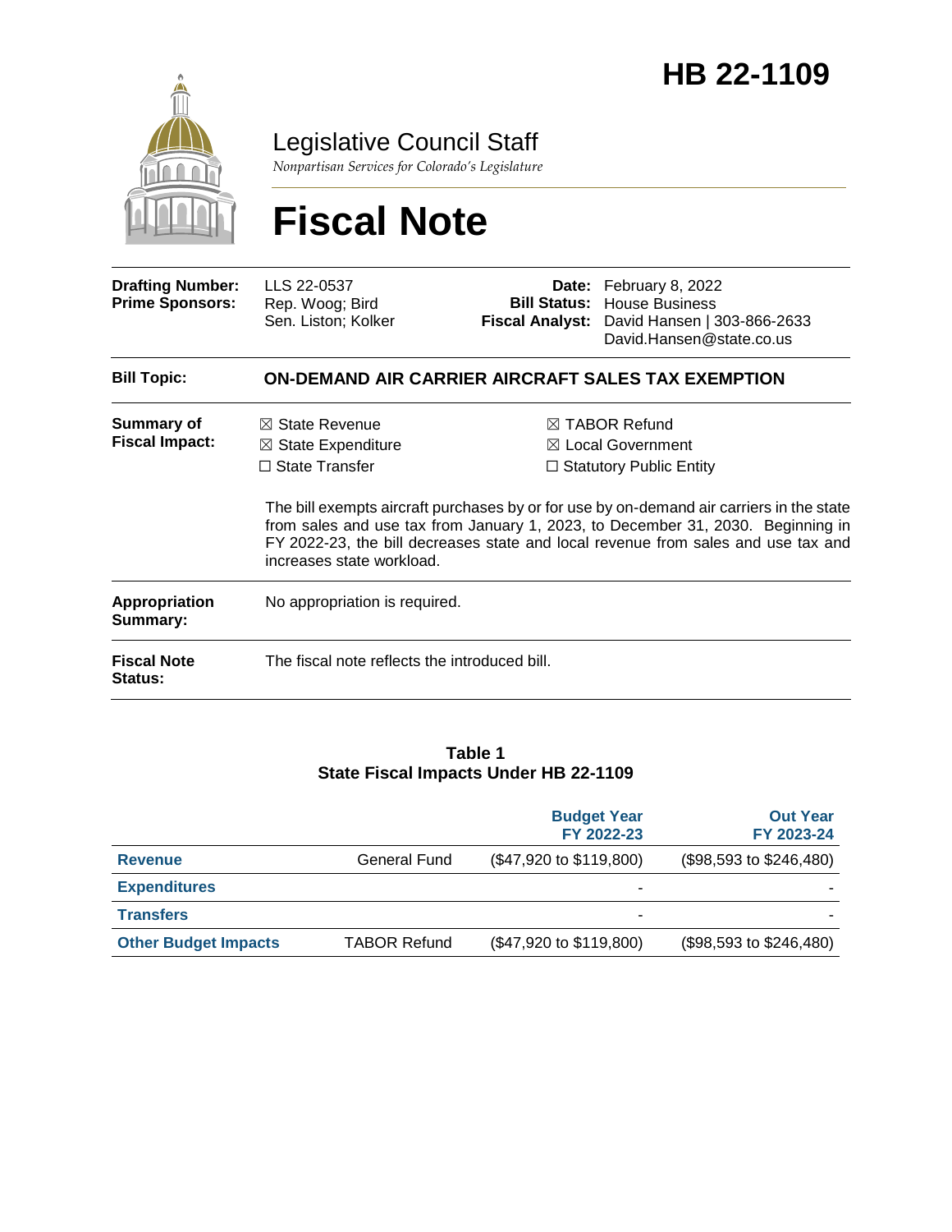# HB 22-1109

Legislative Council Staff

*Nonpartisan Services for Colorado's Legislature*

# Fiscal Note

| | | | |
|---|---|---|---|
| **Drafting Number:** | LLS 22-0537 | **Date:** | February 8, 2022 |
| **Prime Sponsors:** | Rep. Woog; Bird<br>Sen. Liston; Kolker | **Bill Status:** | House Business |
| | | **Fiscal Analyst:** | David Hansen \| 303-866-2633<br>David.Hansen@state.co.us |

**Bill Topic:** **ON-DEMAND AIR CARRIER AIRCRAFT SALES TAX EXEMPTION**

**Summary of Fiscal Impact:**

☒ State Revenue
☒ State Expenditure
☐ State Transfer
☒ TABOR Refund
☒ Local Government
☐ Statutory Public Entity

The bill exempts aircraft purchases by or for use by on-demand air carriers in the state from sales and use tax from January 1, 2023, to December 31, 2030. Beginning in FY 2022-23, the bill decreases state and local revenue from sales and use tax and increases state workload.

**Appropriation Summary:** No appropriation is required.

**Fiscal Note Status:** The fiscal note reflects the introduced bill.

**Table 1**
**State Fiscal Impacts Under HB 22-1109**

| | | Budget Year FY 2022-23 | Out Year FY 2023-24 |
|---|---|---|---|
| **Revenue** | General Fund | ($47,920 to $119,800) | ($98,593 to $246,480) |
| **Expenditures** | | - | - |
| **Transfers** | | - | - |
| **Other Budget Impacts** | TABOR Refund | ($47,920 to $119,800) | ($98,593 to $246,480) |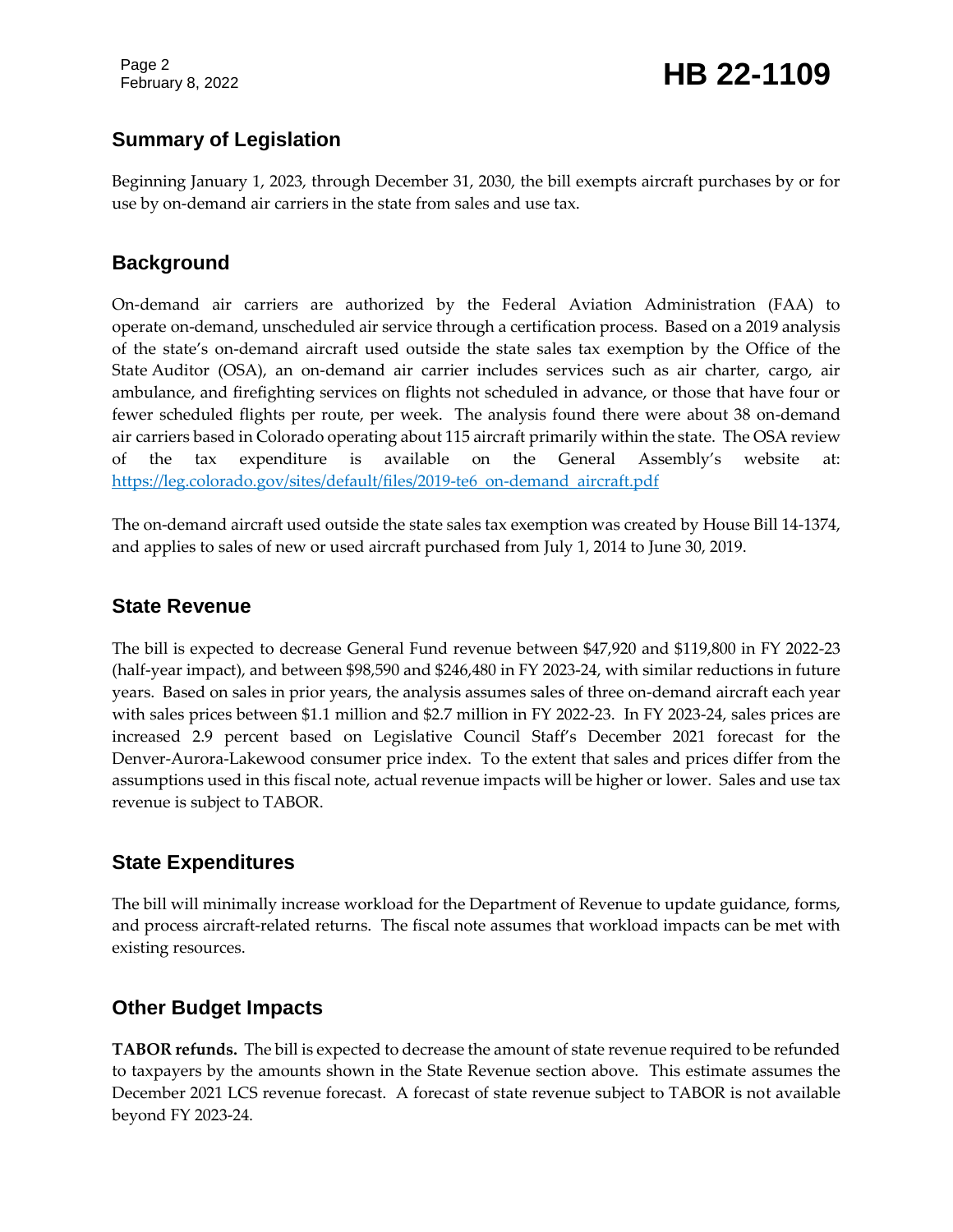## Summary of Legislation

Beginning January 1, 2023, through December 31, 2030, the bill exempts aircraft purchases by or for use by on-demand air carriers in the state from sales and use tax.

## Background

On-demand air carriers are authorized by the Federal Aviation Administration (FAA) to operate on-demand, unscheduled air service through a certification process. Based on a 2019 analysis of the state's on-demand aircraft used outside the state sales tax exemption by the Office of the State Auditor (OSA), an on-demand air carrier includes services such as air charter, cargo, air ambulance, and firefighting services on flights not scheduled in advance, or those that have four or fewer scheduled flights per route, per week. The analysis found there were about 38 on-demand air carriers based in Colorado operating about 115 aircraft primarily within the state. The OSA review of the tax expenditure is available on the General Assembly's website at: https://leg.colorado.gov/sites/default/files/2019-te6_on-demand_aircraft.pdf

The on-demand aircraft used outside the state sales tax exemption was created by House Bill 14-1374, and applies to sales of new or used aircraft purchased from July 1, 2014 to June 30, 2019.

## State Revenue

The bill is expected to decrease General Fund revenue between $47,920 and $119,800 in FY 2022-23 (half-year impact), and between $98,590 and $246,480 in FY 2023-24, with similar reductions in future years. Based on sales in prior years, the analysis assumes sales of three on-demand aircraft each year with sales prices between $1.1 million and $2.7 million in FY 2022-23. In FY 2023-24, sales prices are increased 2.9 percent based on Legislative Council Staff's December 2021 forecast for the Denver-Aurora-Lakewood consumer price index. To the extent that sales and prices differ from the assumptions used in this fiscal note, actual revenue impacts will be higher or lower. Sales and use tax revenue is subject to TABOR.

## State Expenditures

The bill will minimally increase workload for the Department of Revenue to update guidance, forms, and process aircraft-related returns. The fiscal note assumes that workload impacts can be met with existing resources.

## Other Budget Impacts

**TABOR refunds.** The bill is expected to decrease the amount of state revenue required to be refunded to taxpayers by the amounts shown in the State Revenue section above. This estimate assumes the December 2021 LCS revenue forecast. A forecast of state revenue subject to TABOR is not available beyond FY 2023-24.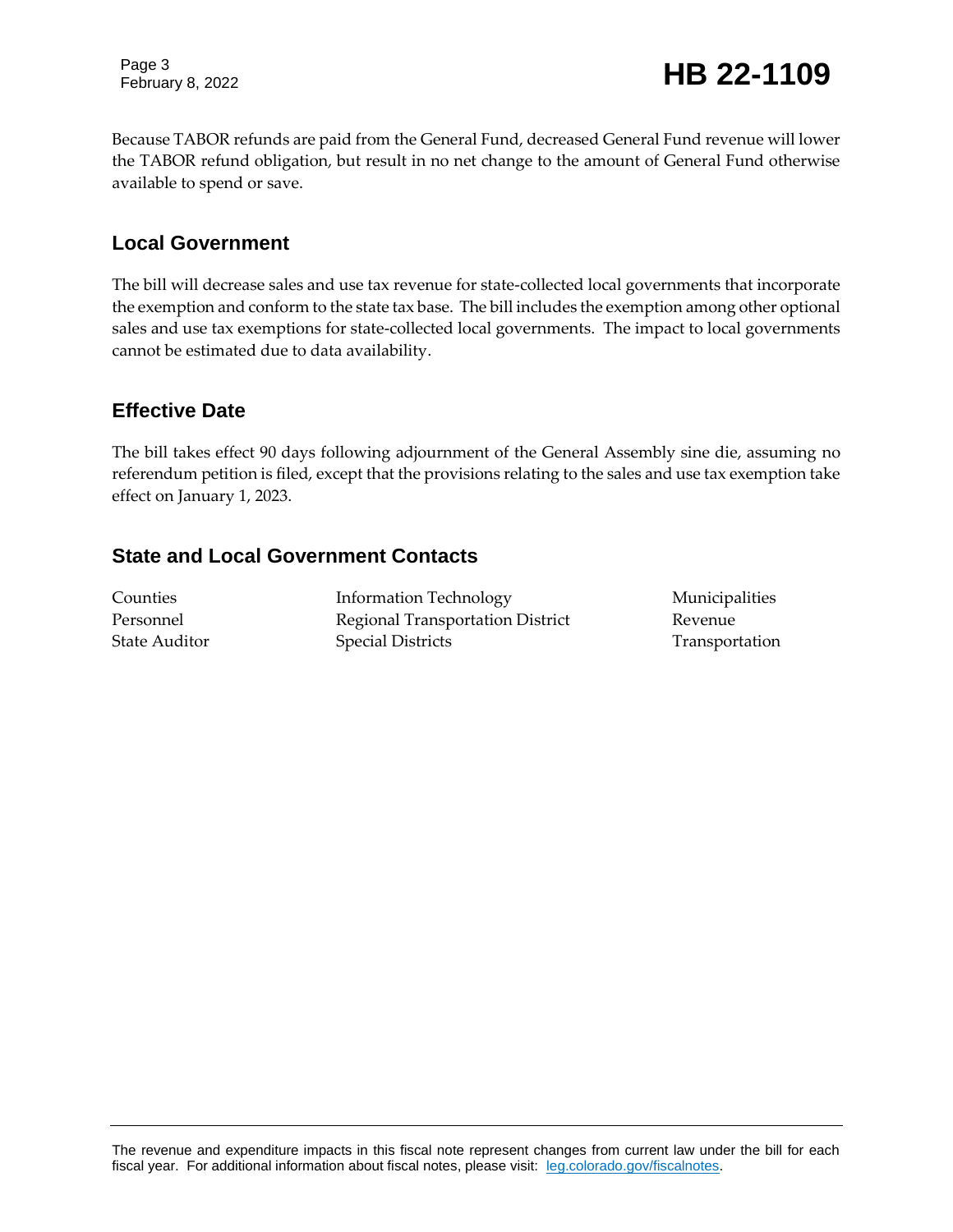Because TABOR refunds are paid from the General Fund, decreased General Fund revenue will lower the TABOR refund obligation, but result in no net change to the amount of General Fund otherwise available to spend or save.

## Local Government

The bill will decrease sales and use tax revenue for state-collected local governments that incorporate the exemption and conform to the state tax base. The bill includes the exemption among other optional sales and use tax exemptions for state-collected local governments. The impact to local governments cannot be estimated due to data availability.

## Effective Date

The bill takes effect 90 days following adjournment of the General Assembly sine die, assuming no referendum petition is filed, except that the provisions relating to the sales and use tax exemption take effect on January 1, 2023.

## State and Local Government Contacts

| | | |
|---|---|---|
| Counties | Information Technology | Municipalities |
| Personnel | Regional Transportation District | Revenue |
| State Auditor | Special Districts | Transportation |

The revenue and expenditure impacts in this fiscal note represent changes from current law under the bill for each fiscal year. For additional information about fiscal notes, please visit: leg.colorado.gov/fiscalnotes.